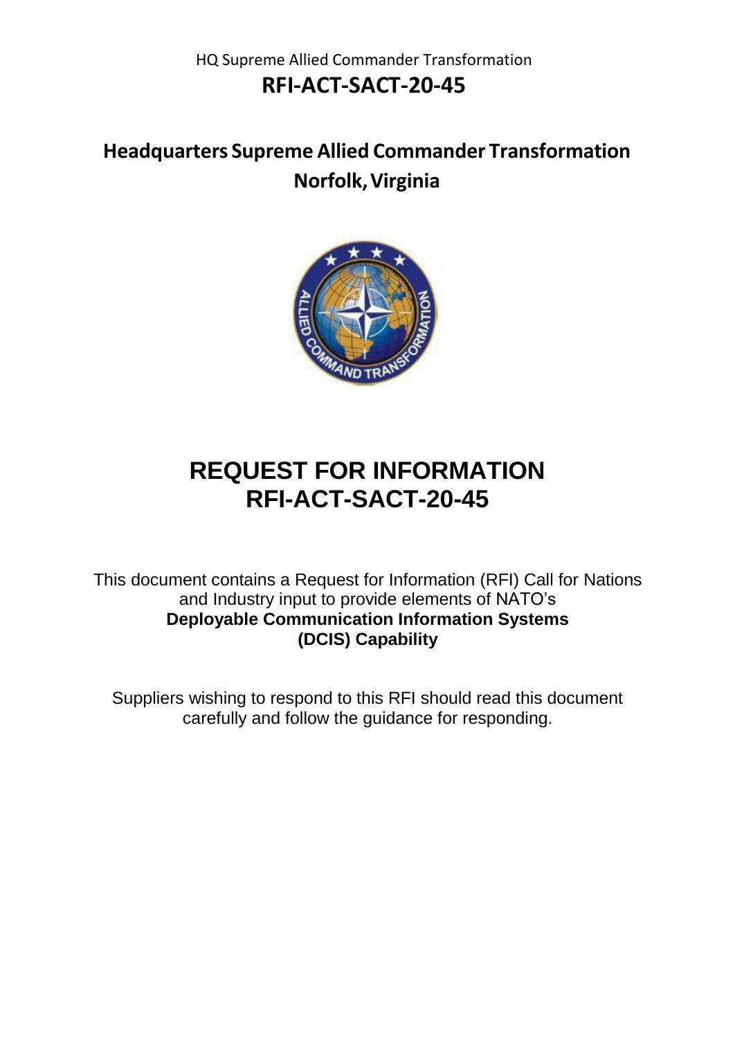# Headquarters Supreme Allied Commander Transformation
## Norfolk, Virginia

# REQUEST FOR INFORMATION
# RFI-ACT-SACT-20-45

This document contains a Request for Information (RFI) Call for Nations and Industry input to provide elements of NATO's **Deployable Communication Information Systems (DCIS) Capability**

Suppliers wishing to respond to this RFI should read this document carefully and follow the guidance for responding.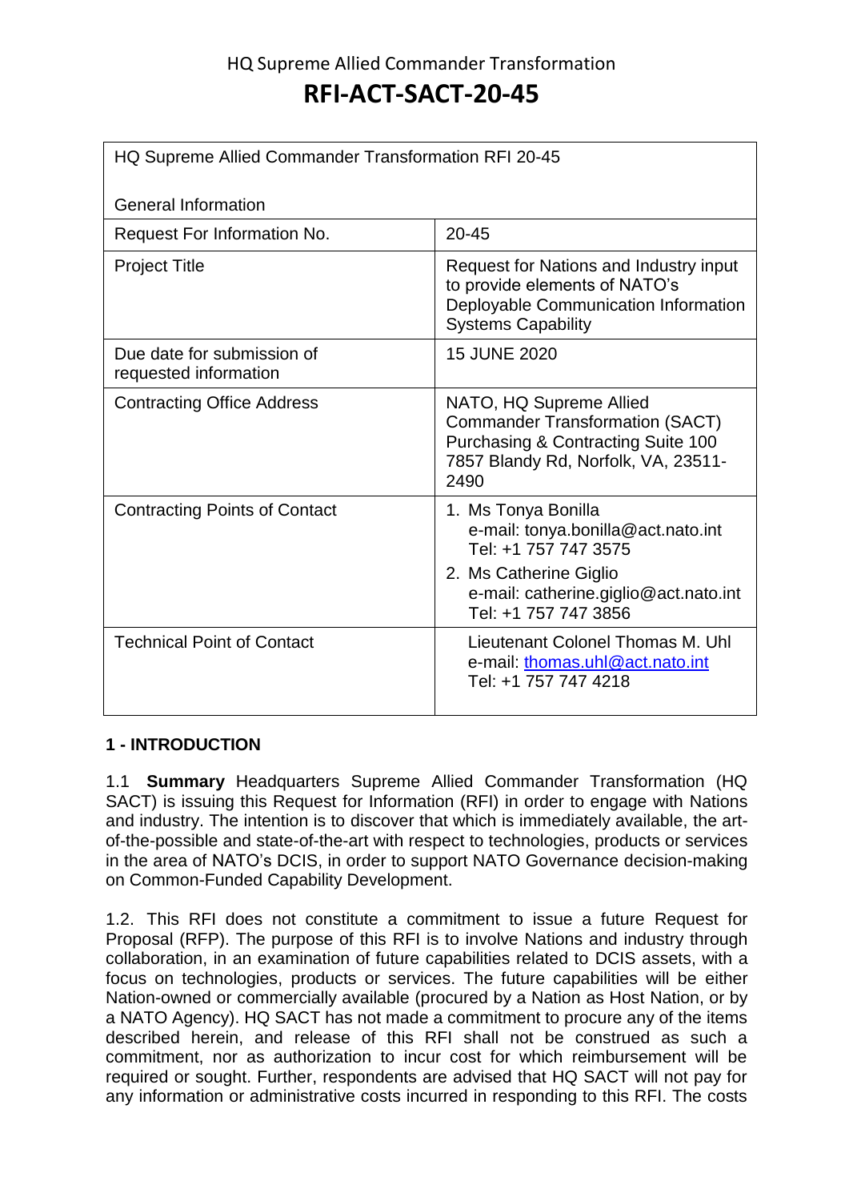# RFI-ACT-SACT-20-45

| HQ Supreme Allied Commander Transformation RFI 20-45<br><br>General Information | |
|---|---|
| Request For Information No. | 20-45 |
| Project Title | Request for Nations and Industry input to provide elements of NATO's Deployable Communication Information Systems Capability |
| Due date for submission of requested information | 15 JUNE 2020 |
| Contracting Office Address | NATO, HQ Supreme Allied Commander Transformation (SACT) Purchasing & Contracting Suite 100 7857 Blandy Rd, Norfolk, VA, 23511-2490 |
| Contracting Points of Contact | 1. Ms Tonya Bonilla<br>e-mail: tonya.bonilla@act.nato.int<br>Tel: +1 757 747 3575<br>2. Ms Catherine Giglio<br>e-mail: catherine.giglio@act.nato.int<br>Tel: +1 757 747 3856 |
| Technical Point of Contact | Lieutenant Colonel Thomas M. Uhl<br>e-mail: thomas.uhl@act.nato.int<br>Tel: +1 757 747 4218 |

## 1 - INTRODUCTION

1.1 **Summary** Headquarters Supreme Allied Commander Transformation (HQ SACT) is issuing this Request for Information (RFI) in order to engage with Nations and industry. The intention is to discover that which is immediately available, the art-of-the-possible and state-of-the-art with respect to technologies, products or services in the area of NATO's DCIS, in order to support NATO Governance decision-making on Common-Funded Capability Development.

1.2. This RFI does not constitute a commitment to issue a future Request for Proposal (RFP). The purpose of this RFI is to involve Nations and industry through collaboration, in an examination of future capabilities related to DCIS assets, with a focus on technologies, products or services. The future capabilities will be either Nation-owned or commercially available (procured by a Nation as Host Nation, or by a NATO Agency). HQ SACT has not made a commitment to procure any of the items described herein, and release of this RFI shall not be construed as such a commitment, nor as authorization to incur cost for which reimbursement will be required or sought. Further, respondents are advised that HQ SACT will not pay for any information or administrative costs incurred in responding to this RFI. The costs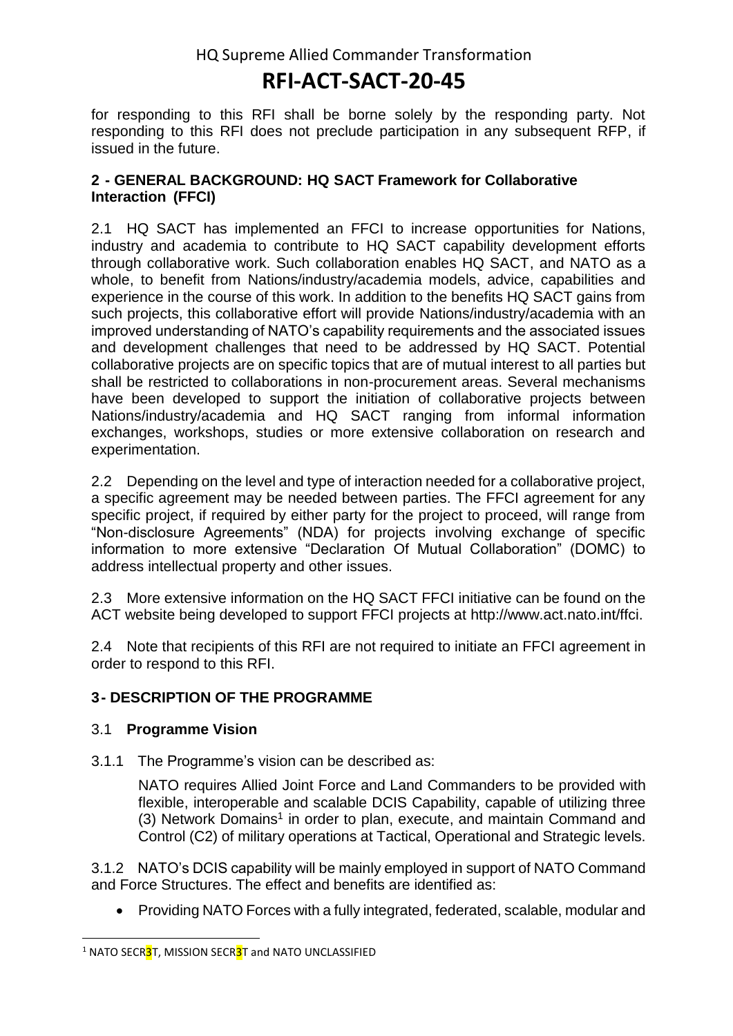for responding to this RFI shall be borne solely by the responding party. Not responding to this RFI does not preclude participation in any subsequent RFP, if issued in the future.

## 2 - GENERAL BACKGROUND: HQ SACT Framework for Collaborative Interaction (FFCI)

2.1 HQ SACT has implemented an FFCI to increase opportunities for Nations, industry and academia to contribute to HQ SACT capability development efforts through collaborative work. Such collaboration enables HQ SACT, and NATO as a whole, to benefit from Nations/industry/academia models, advice, capabilities and experience in the course of this work. In addition to the benefits HQ SACT gains from such projects, this collaborative effort will provide Nations/industry/academia with an improved understanding of NATO's capability requirements and the associated issues and development challenges that need to be addressed by HQ SACT. Potential collaborative projects are on specific topics that are of mutual interest to all parties but shall be restricted to collaborations in non-procurement areas. Several mechanisms have been developed to support the initiation of collaborative projects between Nations/industry/academia and HQ SACT ranging from informal information exchanges, workshops, studies or more extensive collaboration on research and experimentation.

2.2 Depending on the level and type of interaction needed for a collaborative project, a specific agreement may be needed between parties. The FFCI agreement for any specific project, if required by either party for the project to proceed, will range from "Non-disclosure Agreements" (NDA) for projects involving exchange of specific information to more extensive "Declaration Of Mutual Collaboration" (DOMC) to address intellectual property and other issues.

2.3 More extensive information on the HQ SACT FFCI initiative can be found on the ACT website being developed to support FFCI projects at http://www.act.nato.int/ffci.

2.4 Note that recipients of this RFI are not required to initiate an FFCI agreement in order to respond to this RFI.

## 3 - DESCRIPTION OF THE PROGRAMME

### 3.1 Programme Vision

3.1.1 The Programme's vision can be described as:

> NATO requires Allied Joint Force and Land Commanders to be provided with flexible, interoperable and scalable DCIS Capability, capable of utilizing three (3) Network Domains[1] in order to plan, execute, and maintain Command and Control (C2) of military operations at Tactical, Operational and Strategic levels.

3.1.2 NATO's DCIS capability will be mainly employed in support of NATO Command and Force Structures. The effect and benefits are identified as:

- Providing NATO Forces with a fully integrated, federated, scalable, modular and

[1] NATO SECR3T, MISSION SECR3T and NATO UNCLASSIFIED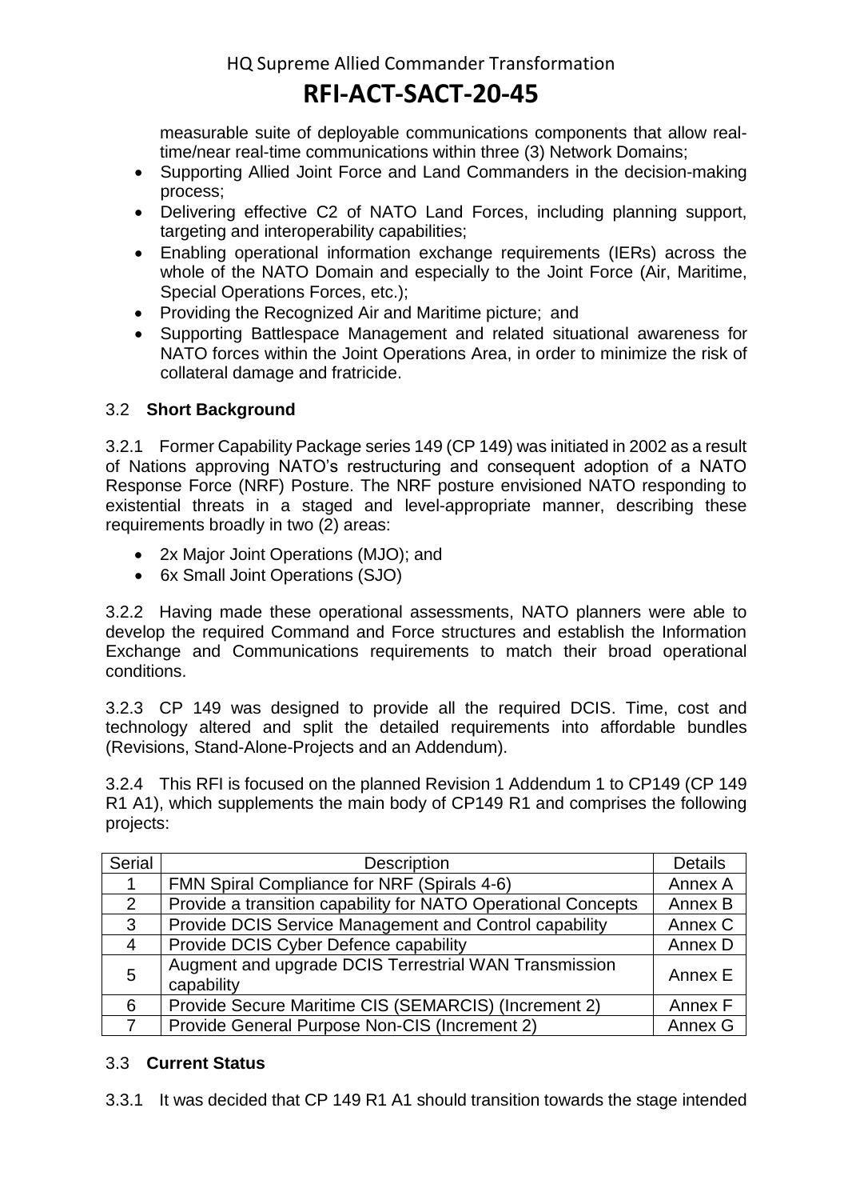measurable suite of deployable communications components that allow real-time/near real-time communications within three (3) Network Domains;

- Supporting Allied Joint Force and Land Commanders in the decision-making process;
- Delivering effective C2 of NATO Land Forces, including planning support, targeting and interoperability capabilities;
- Enabling operational information exchange requirements (IERs) across the whole of the NATO Domain and especially to the Joint Force (Air, Maritime, Special Operations Forces, etc.);
- Providing the Recognized Air and Maritime picture; and
- Supporting Battlespace Management and related situational awareness for NATO forces within the Joint Operations Area, in order to minimize the risk of collateral damage and fratricide.

### 3.2 **Short Background**

3.2.1 Former Capability Package series 149 (CP 149) was initiated in 2002 as a result of Nations approving NATO's restructuring and consequent adoption of a NATO Response Force (NRF) Posture. The NRF posture envisioned NATO responding to existential threats in a staged and level-appropriate manner, describing these requirements broadly in two (2) areas:

- 2x Major Joint Operations (MJO); and
- 6x Small Joint Operations (SJO)

3.2.2 Having made these operational assessments, NATO planners were able to develop the required Command and Force structures and establish the Information Exchange and Communications requirements to match their broad operational conditions.

3.2.3 CP 149 was designed to provide all the required DCIS. Time, cost and technology altered and split the detailed requirements into affordable bundles (Revisions, Stand-Alone-Projects and an Addendum).

3.2.4 This RFI is focused on the planned Revision 1 Addendum 1 to CP149 (CP 149 R1 A1), which supplements the main body of CP149 R1 and comprises the following projects:

| Serial | Description | Details |
|---|---|---|
| 1 | FMN Spiral Compliance for NRF (Spirals 4-6) | Annex A |
| 2 | Provide a transition capability for NATO Operational Concepts | Annex B |
| 3 | Provide DCIS Service Management and Control capability | Annex C |
| 4 | Provide DCIS Cyber Defence capability | Annex D |
| 5 | Augment and upgrade DCIS Terrestrial WAN Transmission capability | Annex E |
| 6 | Provide Secure Maritime CIS (SEMARCIS) (Increment 2) | Annex F |
| 7 | Provide General Purpose Non-CIS (Increment 2) | Annex G |

### 3.3 **Current Status**

3.3.1 It was decided that CP 149 R1 A1 should transition towards the stage intended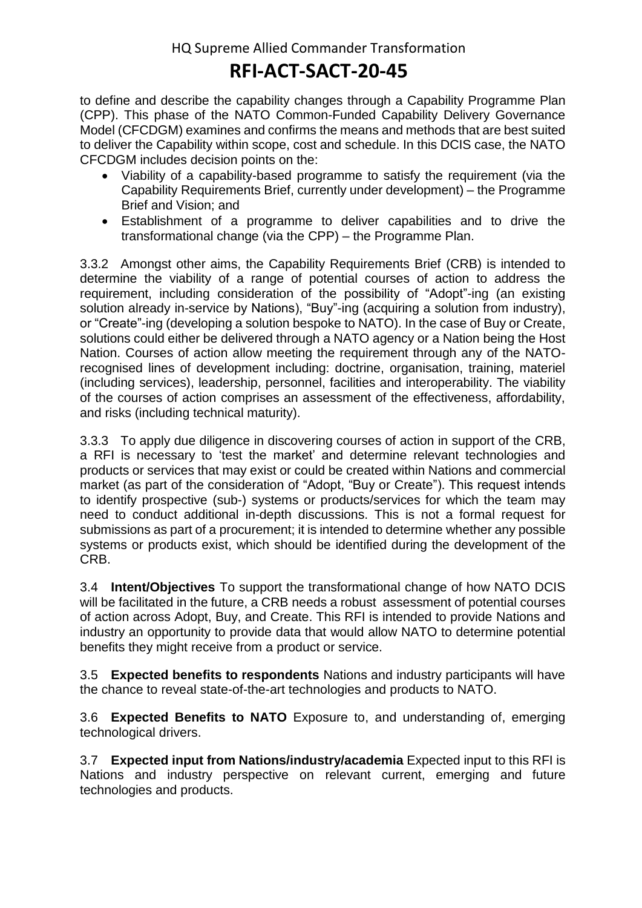to define and describe the capability changes through a Capability Programme Plan (CPP). This phase of the NATO Common-Funded Capability Delivery Governance Model (CFCDGM) examines and confirms the means and methods that are best suited to deliver the Capability within scope, cost and schedule. In this DCIS case, the NATO CFCDGM includes decision points on the:

- Viability of a capability-based programme to satisfy the requirement (via the Capability Requirements Brief, currently under development) – the Programme Brief and Vision; and
- Establishment of a programme to deliver capabilities and to drive the transformational change (via the CPP) – the Programme Plan.

3.3.2 Amongst other aims, the Capability Requirements Brief (CRB) is intended to determine the viability of a range of potential courses of action to address the requirement, including consideration of the possibility of "Adopt"-ing (an existing solution already in-service by Nations), "Buy"-ing (acquiring a solution from industry), or "Create"-ing (developing a solution bespoke to NATO). In the case of Buy or Create, solutions could either be delivered through a NATO agency or a Nation being the Host Nation. Courses of action allow meeting the requirement through any of the NATO-recognised lines of development including: doctrine, organisation, training, materiel (including services), leadership, personnel, facilities and interoperability. The viability of the courses of action comprises an assessment of the effectiveness, affordability, and risks (including technical maturity).

3.3.3 To apply due diligence in discovering courses of action in support of the CRB, a RFI is necessary to 'test the market' and determine relevant technologies and products or services that may exist or could be created within Nations and commercial market (as part of the consideration of "Adopt, "Buy or Create"). This request intends to identify prospective (sub-) systems or products/services for which the team may need to conduct additional in-depth discussions. This is not a formal request for submissions as part of a procurement; it is intended to determine whether any possible systems or products exist, which should be identified during the development of the CRB.

3.4 **Intent/Objectives** To support the transformational change of how NATO DCIS will be facilitated in the future, a CRB needs a robust assessment of potential courses of action across Adopt, Buy, and Create. This RFI is intended to provide Nations and industry an opportunity to provide data that would allow NATO to determine potential benefits they might receive from a product or service.

3.5 **Expected benefits to respondents** Nations and industry participants will have the chance to reveal state-of-the-art technologies and products to NATO.

3.6 **Expected Benefits to NATO** Exposure to, and understanding of, emerging technological drivers.

3.7 **Expected input from Nations/industry/academia** Expected input to this RFI is Nations and industry perspective on relevant current, emerging and future technologies and products.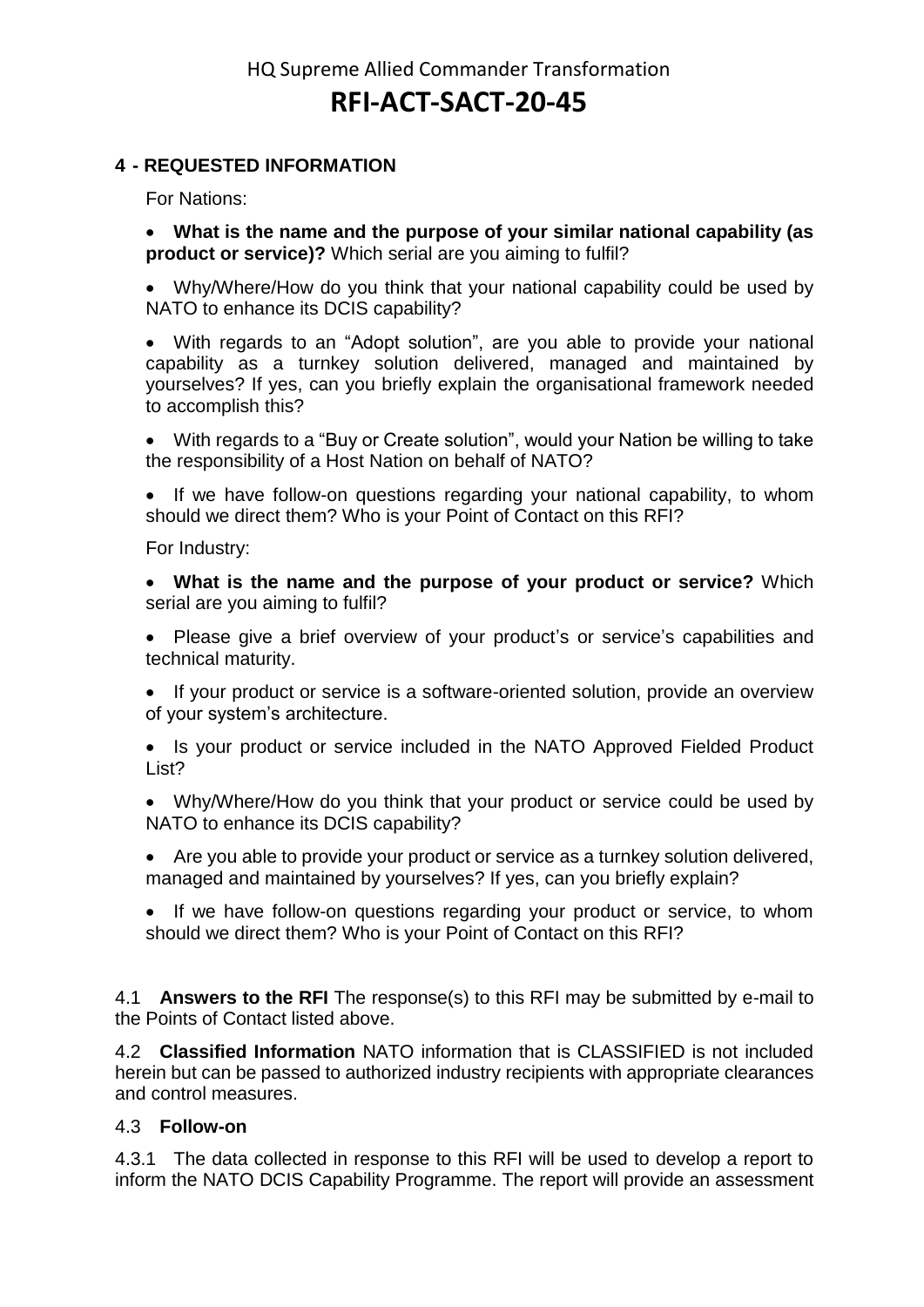## 4 - REQUESTED INFORMATION

For Nations:

- **What is the name and the purpose of your similar national capability (as product or service)?** Which serial are you aiming to fulfil?
- Why/Where/How do you think that your national capability could be used by NATO to enhance its DCIS capability?
- With regards to an "Adopt solution", are you able to provide your national capability as a turnkey solution delivered, managed and maintained by yourselves? If yes, can you briefly explain the organisational framework needed to accomplish this?
- With regards to a "Buy or Create solution", would your Nation be willing to take the responsibility of a Host Nation on behalf of NATO?
- If we have follow-on questions regarding your national capability, to whom should we direct them? Who is your Point of Contact on this RFI?

For Industry:

- **What is the name and the purpose of your product or service?** Which serial are you aiming to fulfil?
- Please give a brief overview of your product's or service's capabilities and technical maturity.
- If your product or service is a software-oriented solution, provide an overview of your system's architecture.
- Is your product or service included in the NATO Approved Fielded Product List?
- Why/Where/How do you think that your product or service could be used by NATO to enhance its DCIS capability?
- Are you able to provide your product or service as a turnkey solution delivered, managed and maintained by yourselves? If yes, can you briefly explain?
- If we have follow-on questions regarding your product or service, to whom should we direct them? Who is your Point of Contact on this RFI?

4.1 **Answers to the RFI** The response(s) to this RFI may be submitted by e-mail to the Points of Contact listed above.

4.2 **Classified Information** NATO information that is CLASSIFIED is not included herein but can be passed to authorized industry recipients with appropriate clearances and control measures.

### 4.3 Follow-on

4.3.1 The data collected in response to this RFI will be used to develop a report to inform the NATO DCIS Capability Programme. The report will provide an assessment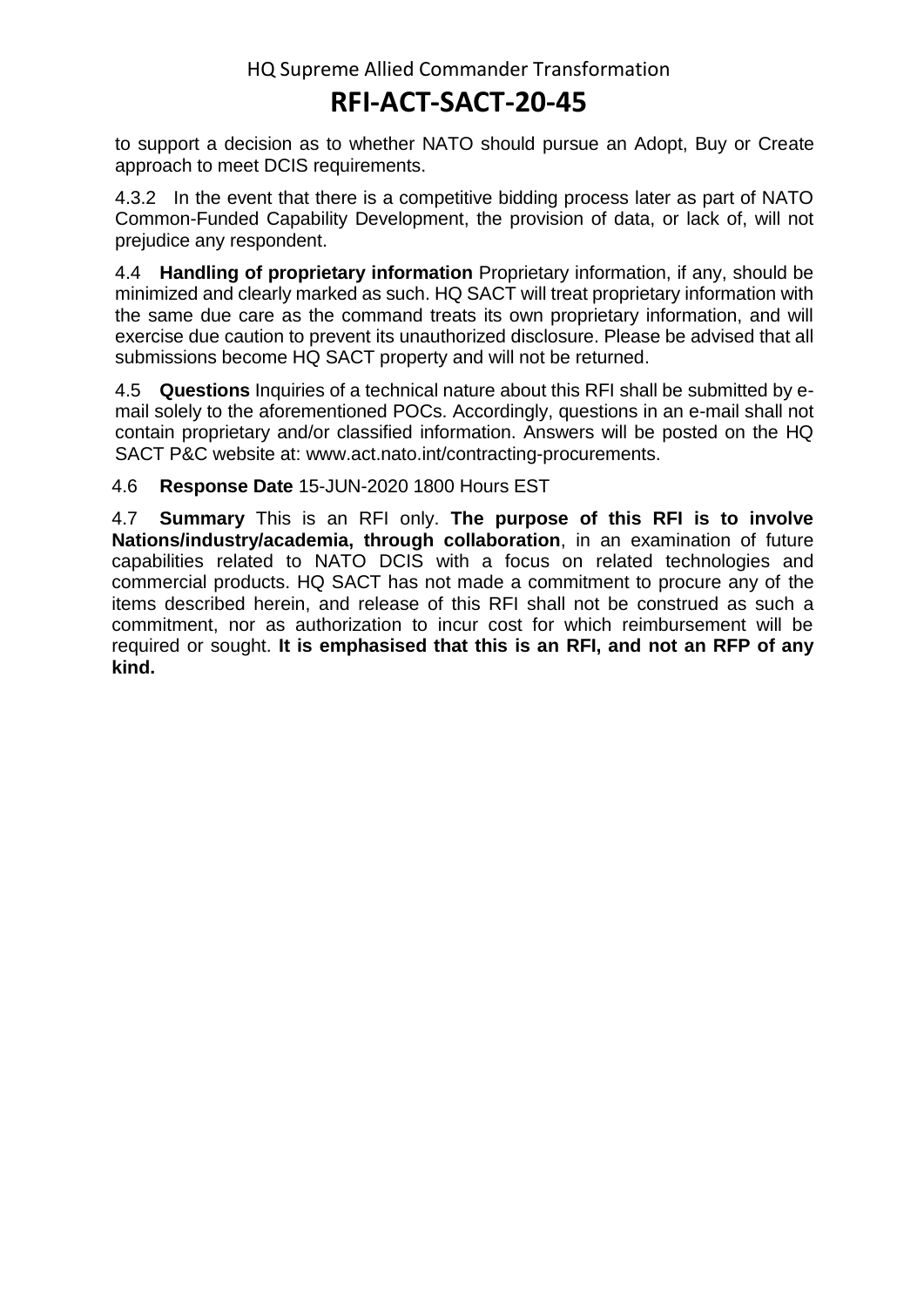to support a decision as to whether NATO should pursue an Adopt, Buy or Create approach to meet DCIS requirements.

4.3.2 In the event that there is a competitive bidding process later as part of NATO Common-Funded Capability Development, the provision of data, or lack of, will not prejudice any respondent.

4.4 **Handling of proprietary information** Proprietary information, if any, should be minimized and clearly marked as such. HQ SACT will treat proprietary information with the same due care as the command treats its own proprietary information, and will exercise due caution to prevent its unauthorized disclosure. Please be advised that all submissions become HQ SACT property and will not be returned.

4.5 **Questions** Inquiries of a technical nature about this RFI shall be submitted by e-mail solely to the aforementioned POCs. Accordingly, questions in an e-mail shall not contain proprietary and/or classified information. Answers will be posted on the HQ SACT P&C website at: www.act.nato.int/contracting-procurements.

4.6 **Response Date** 15-JUN-2020 1800 Hours EST

4.7 **Summary** This is an RFI only. **The purpose of this RFI is to involve Nations/industry/academia, through collaboration**, in an examination of future capabilities related to NATO DCIS with a focus on related technologies and commercial products. HQ SACT has not made a commitment to procure any of the items described herein, and release of this RFI shall not be construed as such a commitment, nor as authorization to incur cost for which reimbursement will be required or sought. **It is emphasised that this is an RFI, and not an RFP of any kind.**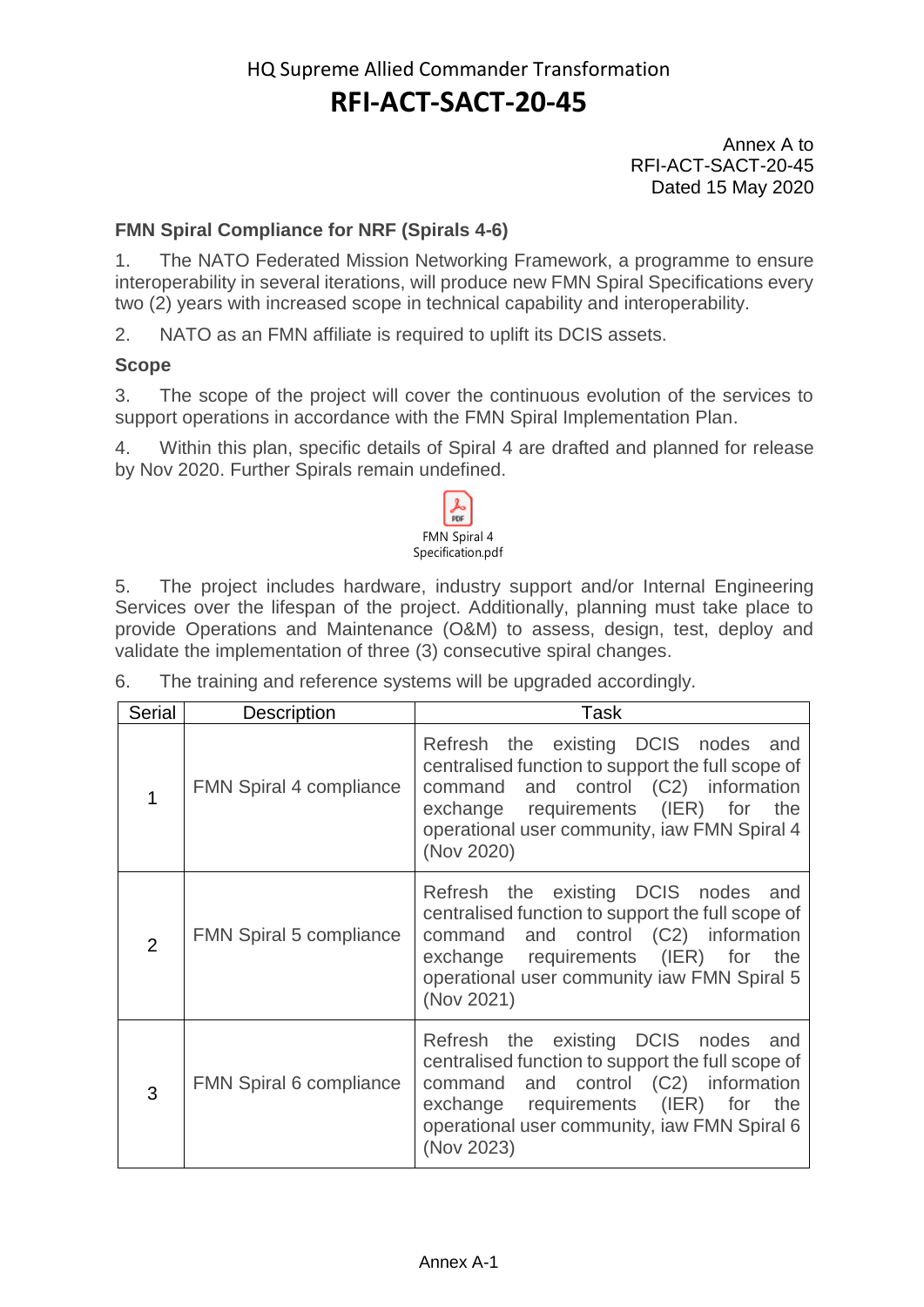Annex A to
RFI-ACT-SACT-20-45
Dated 15 May 2020

### FMN Spiral Compliance for NRF (Spirals 4-6)

1. The NATO Federated Mission Networking Framework, a programme to ensure interoperability in several iterations, will produce new FMN Spiral Specifications every two (2) years with increased scope in technical capability and interoperability.

2. NATO as an FMN affiliate is required to uplift its DCIS assets.

### Scope

3. The scope of the project will cover the continuous evolution of the services to support operations in accordance with the FMN Spiral Implementation Plan.

4. Within this plan, specific details of Spiral 4 are drafted and planned for release by Nov 2020. Further Spirals remain undefined.

FMN Spiral 4 Specification.pdf

5. The project includes hardware, industry support and/or Internal Engineering Services over the lifespan of the project. Additionally, planning must take place to provide Operations and Maintenance (O&M) to assess, design, test, deploy and validate the implementation of three (3) consecutive spiral changes.

6. The training and reference systems will be upgraded accordingly.

| Serial | Description | Task |
|---|---|---|
| 1 | FMN Spiral 4 compliance | Refresh the existing DCIS nodes and centralised function to support the full scope of command and control (C2) information exchange requirements (IER) for the operational user community, iaw FMN Spiral 4 (Nov 2020) |
| 2 | FMN Spiral 5 compliance | Refresh the existing DCIS nodes and centralised function to support the full scope of command and control (C2) information exchange requirements (IER) for the operational user community iaw FMN Spiral 5 (Nov 2021) |
| 3 | FMN Spiral 6 compliance | Refresh the existing DCIS nodes and centralised function to support the full scope of command and control (C2) information exchange requirements (IER) for the operational user community, iaw FMN Spiral 6 (Nov 2023) |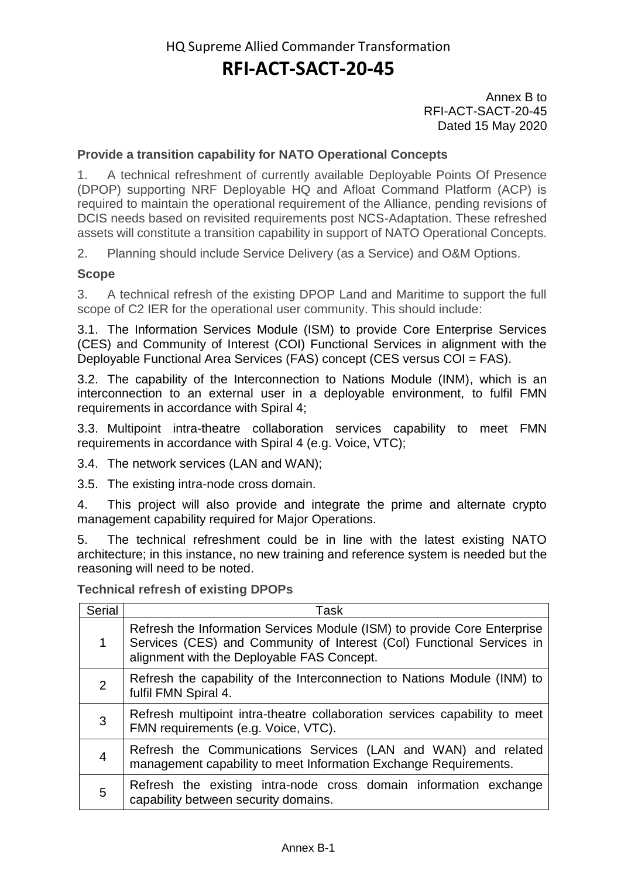Annex B to
RFI-ACT-SACT-20-45
Dated 15 May 2020

**Provide a transition capability for NATO Operational Concepts**

1. A technical refreshment of currently available Deployable Points Of Presence (DPOP) supporting NRF Deployable HQ and Afloat Command Platform (ACP) is required to maintain the operational requirement of the Alliance, pending revisions of DCIS needs based on revisited requirements post NCS-Adaptation. These refreshed assets will constitute a transition capability in support of NATO Operational Concepts.

2. Planning should include Service Delivery (as a Service) and O&M Options.

**Scope**

3. A technical refresh of the existing DPOP Land and Maritime to support the full scope of C2 IER for the operational user community. This should include:

3.1. The Information Services Module (ISM) to provide Core Enterprise Services (CES) and Community of Interest (COI) Functional Services in alignment with the Deployable Functional Area Services (FAS) concept (CES versus COI = FAS).

3.2. The capability of the Interconnection to Nations Module (INM), which is an interconnection to an external user in a deployable environment, to fulfil FMN requirements in accordance with Spiral 4;

3.3. Multipoint intra-theatre collaboration services capability to meet FMN requirements in accordance with Spiral 4 (e.g. Voice, VTC);

3.4. The network services (LAN and WAN);

3.5. The existing intra-node cross domain.

4. This project will also provide and integrate the prime and alternate crypto management capability required for Major Operations.

5. The technical refreshment could be in line with the latest existing NATO architecture; in this instance, no new training and reference system is needed but the reasoning will need to be noted.

**Technical refresh of existing DPOPs**

| Serial | Task |
|---|---|
| 1 | Refresh the Information Services Module (ISM) to provide Core Enterprise Services (CES) and Community of Interest (CoI) Functional Services in alignment with the Deployable FAS Concept. |
| 2 | Refresh the capability of the Interconnection to Nations Module (INM) to fulfil FMN Spiral 4. |
| 3 | Refresh multipoint intra-theatre collaboration services capability to meet FMN requirements (e.g. Voice, VTC). |
| 4 | Refresh the Communications Services (LAN and WAN) and related management capability to meet Information Exchange Requirements. |
| 5 | Refresh the existing intra-node cross domain information exchange capability between security domains. |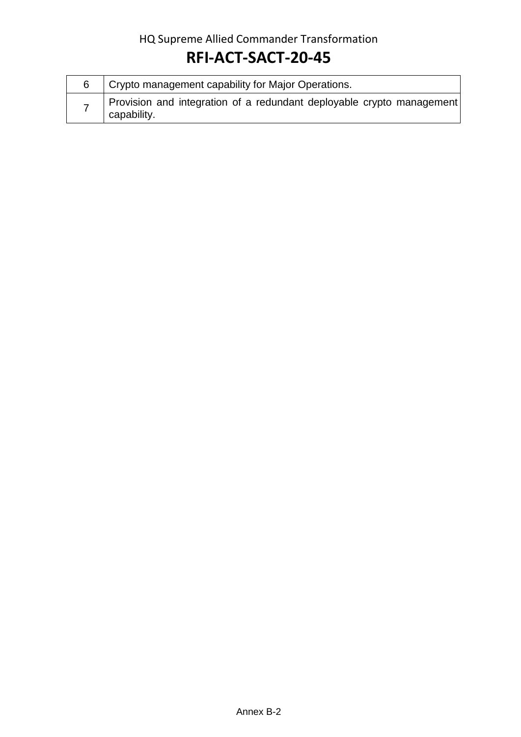| | |
|---|---|
| 6 | Crypto management capability for Major Operations. |
| 7 | Provision and integration of a redundant deployable crypto management capability. |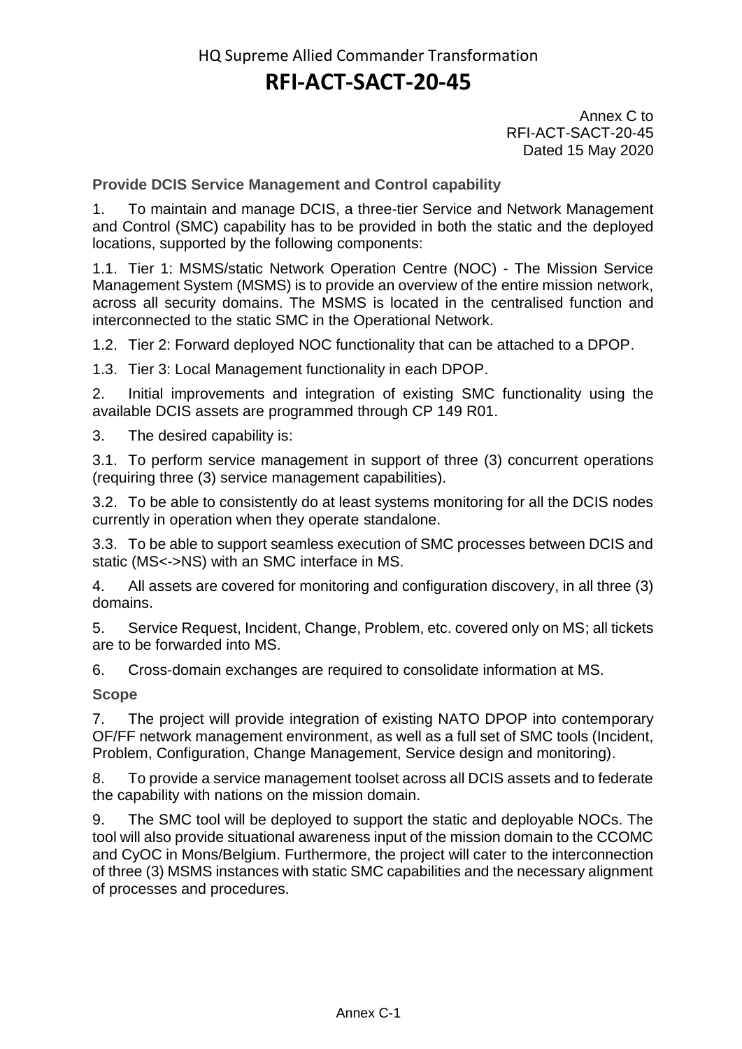Annex C to
RFI-ACT-SACT-20-45
Dated 15 May 2020

**Provide DCIS Service Management and Control capability**

1. To maintain and manage DCIS, a three-tier Service and Network Management and Control (SMC) capability has to be provided in both the static and the deployed locations, supported by the following components:

1.1. Tier 1: MSMS/static Network Operation Centre (NOC) - The Mission Service Management System (MSMS) is to provide an overview of the entire mission network, across all security domains. The MSMS is located in the centralised function and interconnected to the static SMC in the Operational Network.

1.2. Tier 2: Forward deployed NOC functionality that can be attached to a DPOP.

1.3. Tier 3: Local Management functionality in each DPOP.

2. Initial improvements and integration of existing SMC functionality using the available DCIS assets are programmed through CP 149 R01.

3. The desired capability is:

3.1. To perform service management in support of three (3) concurrent operations (requiring three (3) service management capabilities).

3.2. To be able to consistently do at least systems monitoring for all the DCIS nodes currently in operation when they operate standalone.

3.3. To be able to support seamless execution of SMC processes between DCIS and static (MS<->NS) with an SMC interface in MS.

4. All assets are covered for monitoring and configuration discovery, in all three (3) domains.

5. Service Request, Incident, Change, Problem, etc. covered only on MS; all tickets are to be forwarded into MS.

6. Cross-domain exchanges are required to consolidate information at MS.

**Scope**

7. The project will provide integration of existing NATO DPOP into contemporary OF/FF network management environment, as well as a full set of SMC tools (Incident, Problem, Configuration, Change Management, Service design and monitoring).

8. To provide a service management toolset across all DCIS assets and to federate the capability with nations on the mission domain.

9. The SMC tool will be deployed to support the static and deployable NOCs. The tool will also provide situational awareness input of the mission domain to the CCOMC and CyOC in Mons/Belgium. Furthermore, the project will cater to the interconnection of three (3) MSMS instances with static SMC capabilities and the necessary alignment of processes and procedures.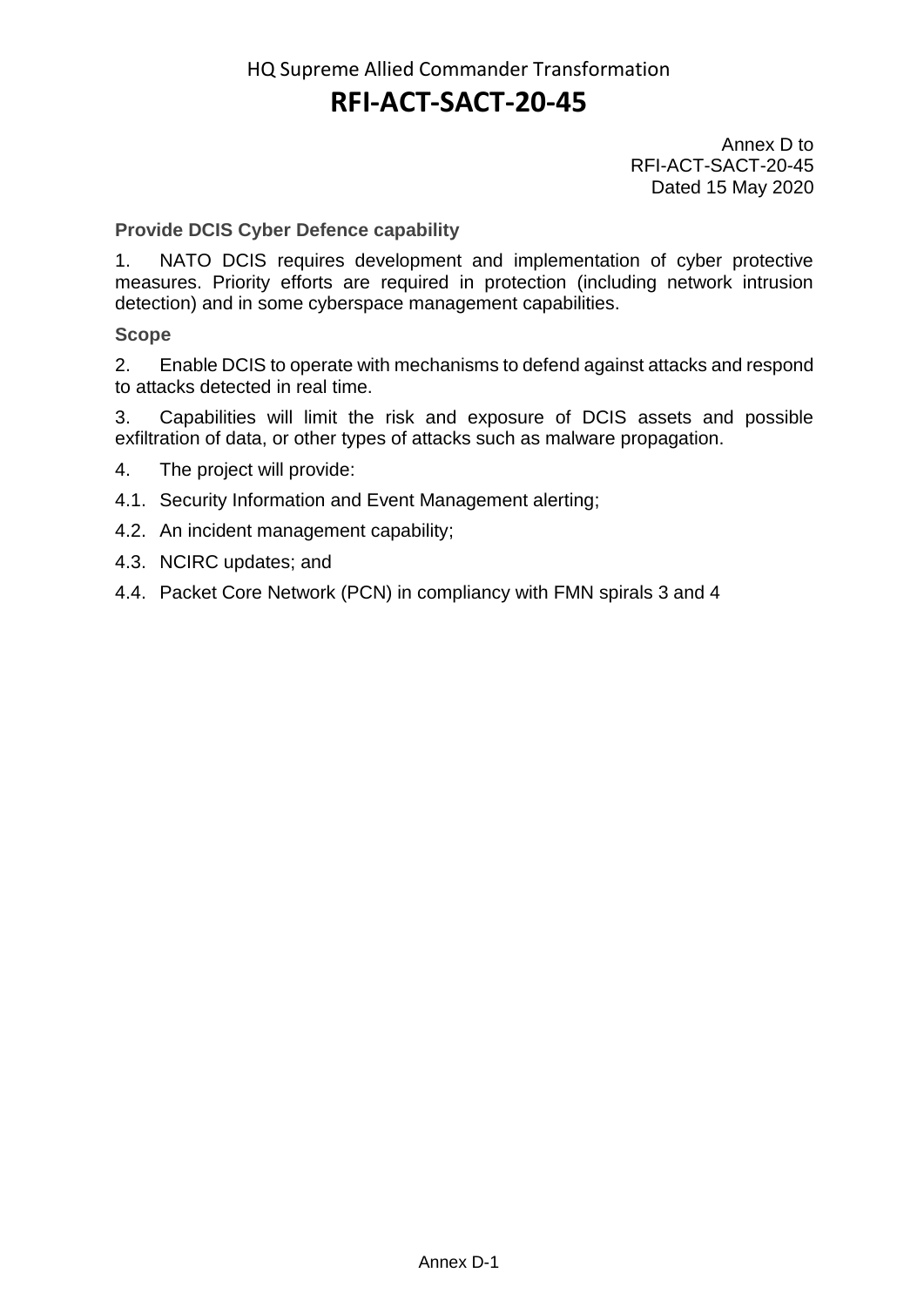Annex D to
RFI-ACT-SACT-20-45
Dated 15 May 2020

**Provide DCIS Cyber Defence capability**

1. NATO DCIS requires development and implementation of cyber protective measures. Priority efforts are required in protection (including network intrusion detection) and in some cyberspace management capabilities.

**Scope**

2. Enable DCIS to operate with mechanisms to defend against attacks and respond to attacks detected in real time.

3. Capabilities will limit the risk and exposure of DCIS assets and possible exfiltration of data, or other types of attacks such as malware propagation.

4. The project will provide:

4.1. Security Information and Event Management alerting;

4.2. An incident management capability;

4.3. NCIRC updates; and

4.4. Packet Core Network (PCN) in compliancy with FMN spirals 3 and 4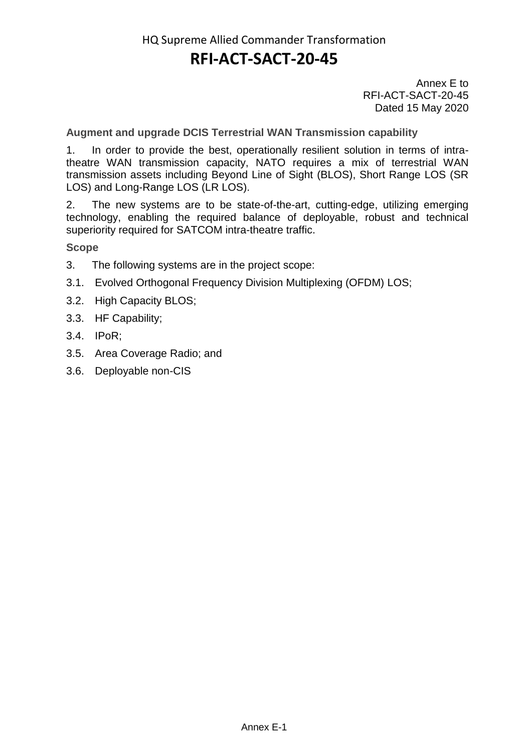HQ Supreme Allied Commander Transformation

# RFI-ACT-SACT-20-45

Annex E to
RFI-ACT-SACT-20-45
Dated 15 May 2020

**Augment and upgrade DCIS Terrestrial WAN Transmission capability**

1. In order to provide the best, operationally resilient solution in terms of intra-theatre WAN transmission capacity, NATO requires a mix of terrestrial WAN transmission assets including Beyond Line of Sight (BLOS), Short Range LOS (SR LOS) and Long-Range LOS (LR LOS).

2. The new systems are to be state-of-the-art, cutting-edge, utilizing emerging technology, enabling the required balance of deployable, robust and technical superiority required for SATCOM intra-theatre traffic.

**Scope**

3. The following systems are in the project scope:

3.1. Evolved Orthogonal Frequency Division Multiplexing (OFDM) LOS;

3.2. High Capacity BLOS;

3.3. HF Capability;

3.4. IPoR;

3.5. Area Coverage Radio; and

3.6. Deployable non-CIS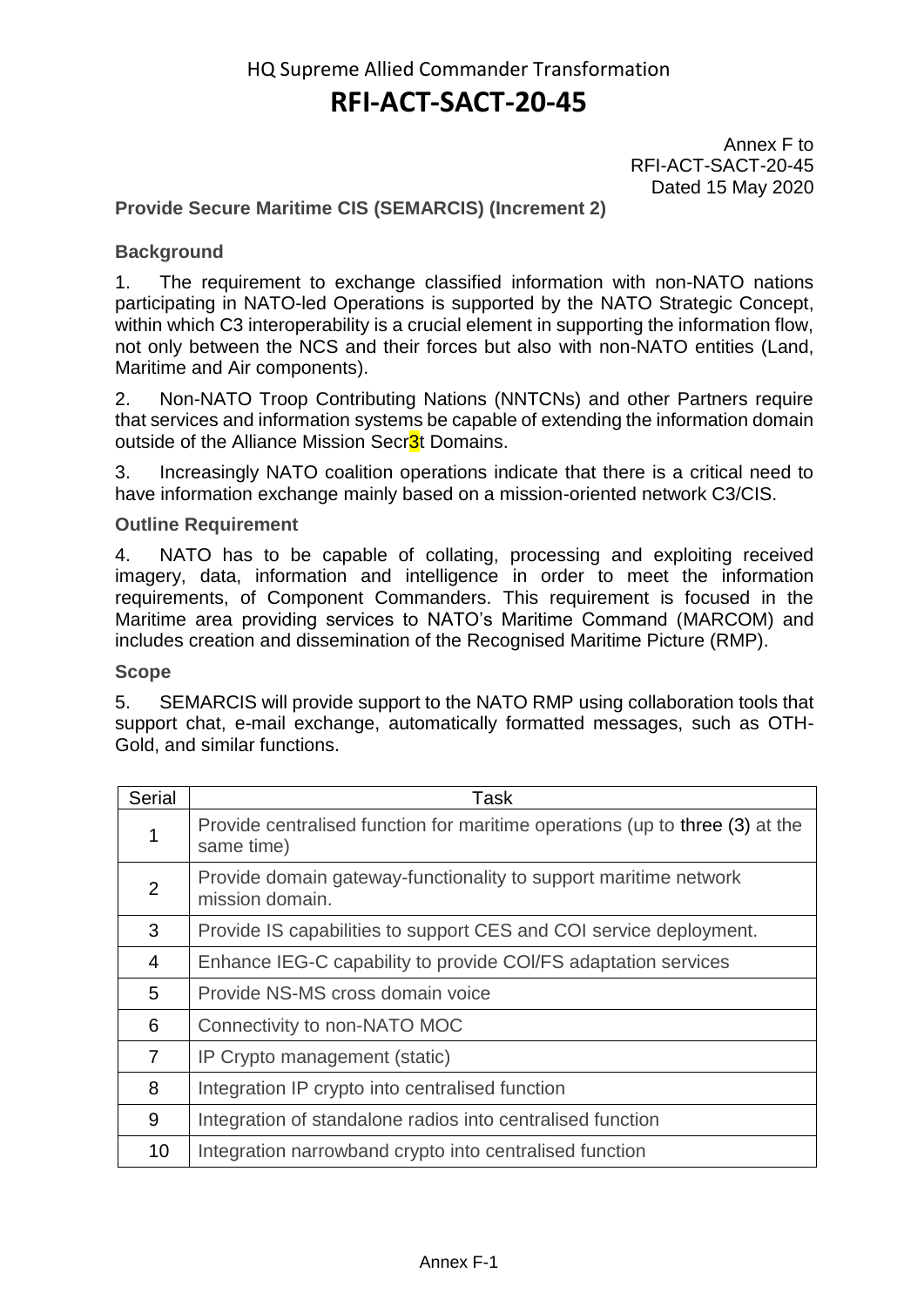Annex F to
RFI-ACT-SACT-20-45
Dated 15 May 2020

**Provide Secure Maritime CIS (SEMARCIS) (Increment 2)**

**Background**

1. The requirement to exchange classified information with non-NATO nations participating in NATO-led Operations is supported by the NATO Strategic Concept, within which C3 interoperability is a crucial element in supporting the information flow, not only between the NCS and their forces but also with non-NATO entities (Land, Maritime and Air components).

2. Non-NATO Troop Contributing Nations (NNTCNs) and other Partners require that services and information systems be capable of extending the information domain outside of the Alliance Mission Secr3t Domains.

3. Increasingly NATO coalition operations indicate that there is a critical need to have information exchange mainly based on a mission-oriented network C3/CIS.

**Outline Requirement**

4. NATO has to be capable of collating, processing and exploiting received imagery, data, information and intelligence in order to meet the information requirements, of Component Commanders. This requirement is focused in the Maritime area providing services to NATO's Maritime Command (MARCOM) and includes creation and dissemination of the Recognised Maritime Picture (RMP).

**Scope**

5. SEMARCIS will provide support to the NATO RMP using collaboration tools that support chat, e-mail exchange, automatically formatted messages, such as OTH-Gold, and similar functions.

| Serial | Task |
|---|---|
| 1 | Provide centralised function for maritime operations (up to three (3) at the same time) |
| 2 | Provide domain gateway-functionality to support maritime network mission domain. |
| 3 | Provide IS capabilities to support CES and COI service deployment. |
| 4 | Enhance IEG-C capability to provide COI/FS adaptation services |
| 5 | Provide NS-MS cross domain voice |
| 6 | Connectivity to non-NATO MOC |
| 7 | IP Crypto management (static) |
| 8 | Integration IP crypto into centralised function |
| 9 | Integration of standalone radios into centralised function |
| 10 | Integration narrowband crypto into centralised function |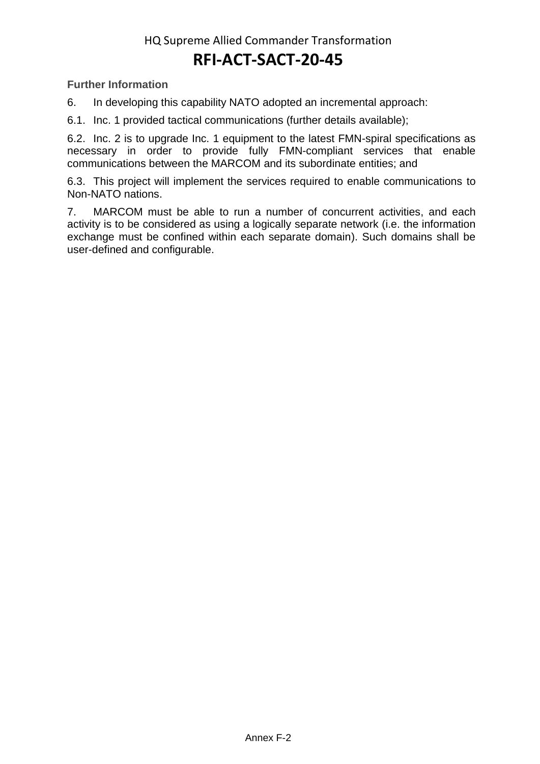**Further Information**

6. In developing this capability NATO adopted an incremental approach:

6.1. Inc. 1 provided tactical communications (further details available);

6.2. Inc. 2 is to upgrade Inc. 1 equipment to the latest FMN-spiral specifications as necessary in order to provide fully FMN-compliant services that enable communications between the MARCOM and its subordinate entities; and

6.3. This project will implement the services required to enable communications to Non-NATO nations.

7. MARCOM must be able to run a number of concurrent activities, and each activity is to be considered as using a logically separate network (i.e. the information exchange must be confined within each separate domain). Such domains shall be user-defined and configurable.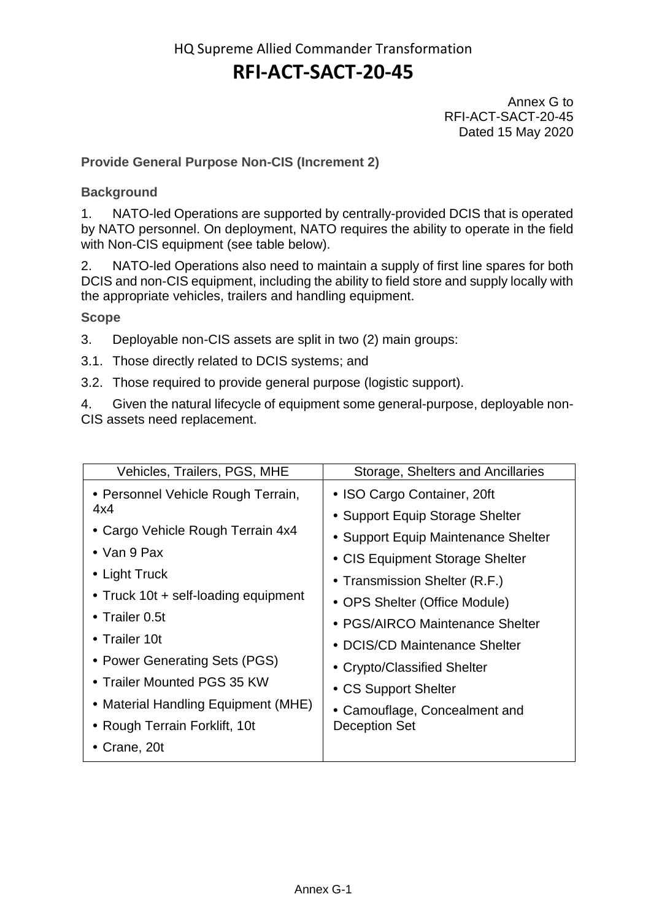Annex G to
RFI-ACT-SACT-20-45
Dated 15 May 2020

**Provide General Purpose Non-CIS (Increment 2)**

**Background**

1. NATO-led Operations are supported by centrally-provided DCIS that is operated by NATO personnel. On deployment, NATO requires the ability to operate in the field with Non-CIS equipment (see table below).

2. NATO-led Operations also need to maintain a supply of first line spares for both DCIS and non-CIS equipment, including the ability to field store and supply locally with the appropriate vehicles, trailers and handling equipment.

**Scope**

3. Deployable non-CIS assets are split in two (2) main groups:

3.1. Those directly related to DCIS systems; and

3.2. Those required to provide general purpose (logistic support).

4. Given the natural lifecycle of equipment some general-purpose, deployable non-CIS assets need replacement.

| Vehicles, Trailers, PGS, MHE | Storage, Shelters and Ancillaries |
|---|---|
| • Personnel Vehicle Rough Terrain, 4x4<br>• Cargo Vehicle Rough Terrain 4x4<br>• Van 9 Pax<br>• Light Truck<br>• Truck 10t + self-loading equipment<br>• Trailer 0.5t<br>• Trailer 10t<br>• Power Generating Sets (PGS)<br>• Trailer Mounted PGS 35 KW<br>• Material Handling Equipment (MHE)<br>• Rough Terrain Forklift, 10t<br>• Crane, 20t | • ISO Cargo Container, 20ft<br>• Support Equip Storage Shelter<br>• Support Equip Maintenance Shelter<br>• CIS Equipment Storage Shelter<br>• Transmission Shelter (R.F.)<br>• OPS Shelter (Office Module)<br>• PGS/AIRCO Maintenance Shelter<br>• DCIS/CD Maintenance Shelter<br>• Crypto/Classified Shelter<br>• CS Support Shelter<br>• Camouflage, Concealment and Deception Set |